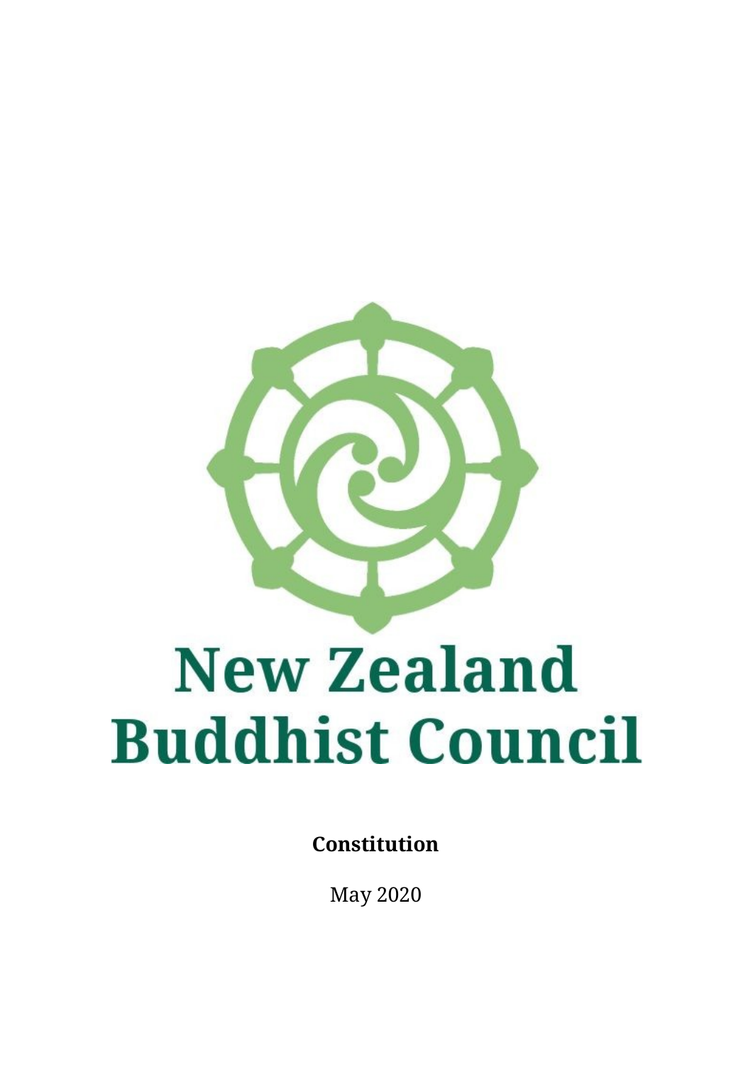# New Zealand Buddhist Council

**Constitution**

May 2020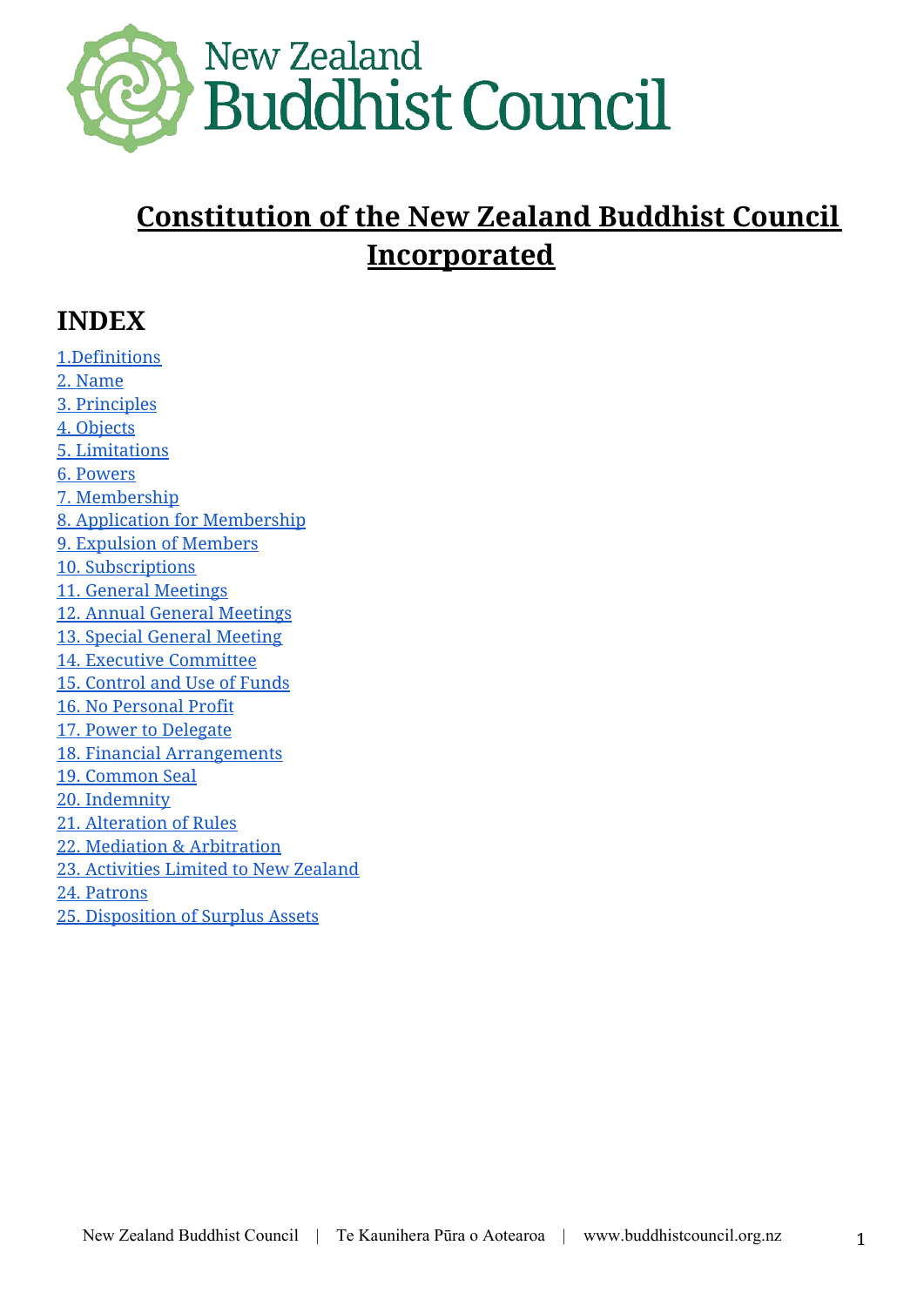# Constitution of the New Zealand Buddhist Council Incorporated

## INDEX

1.Definitions
2. Name
3. Principles
4. Objects
5. Limitations
6. Powers
7. Membership
8. Application for Membership
9. Expulsion of Members
10. Subscriptions
11. General Meetings
12. Annual General Meetings
13. Special General Meeting
14. Executive Committee
15. Control and Use of Funds
16. No Personal Profit
17. Power to Delegate
18. Financial Arrangements
19. Common Seal
20. Indemnity
21. Alteration of Rules
22. Mediation & Arbitration
23. Activities Limited to New Zealand
24. Patrons
25. Disposition of Surplus Assets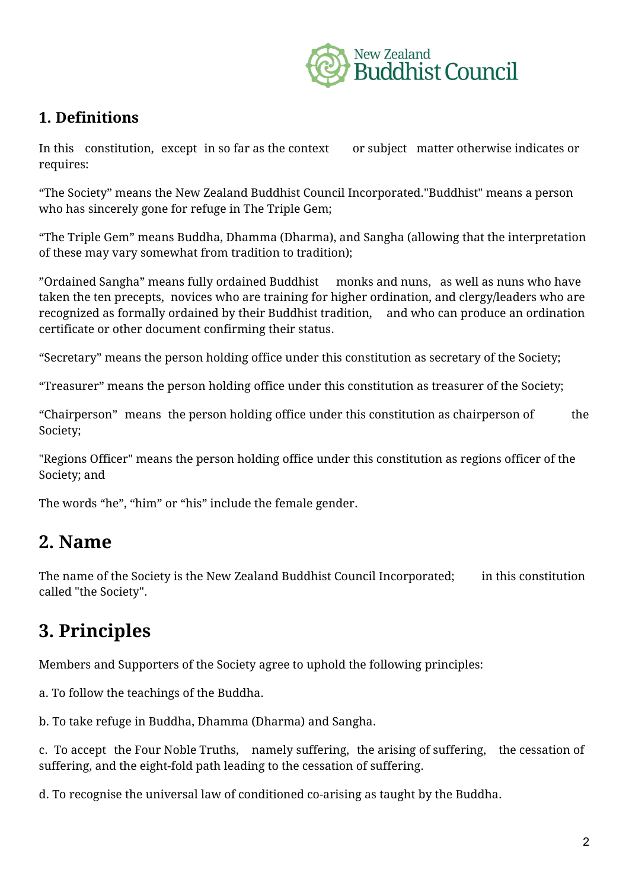## 1. Definitions

In this constitution, except in so far as the context or subject matter otherwise indicates or requires:

“The Society” means the New Zealand Buddhist Council Incorporated."Buddhist" means a person who has sincerely gone for refuge in The Triple Gem;

“The Triple Gem” means Buddha, Dhamma (Dharma), and Sangha (allowing that the interpretation of these may vary somewhat from tradition to tradition);

”Ordained Sangha” means fully ordained Buddhist monks and nuns, as well as nuns who have taken the ten precepts, novices who are training for higher ordination, and clergy/leaders who are recognized as formally ordained by their Buddhist tradition, and who can produce an ordination certificate or other document confirming their status.

“Secretary” means the person holding office under this constitution as secretary of the Society;

“Treasurer” means the person holding office under this constitution as treasurer of the Society;

“Chairperson” means the person holding office under this constitution as chairperson of the Society;

"Regions Officer" means the person holding office under this constitution as regions officer of the Society; and

The words “he”, “him” or “his” include the female gender.

## 2. Name

The name of the Society is the New Zealand Buddhist Council Incorporated; in this constitution called "the Society".

## 3. Principles

Members and Supporters of the Society agree to uphold the following principles:

a. To follow the teachings of the Buddha.

b. To take refuge in Buddha, Dhamma (Dharma) and Sangha.

c. To accept the Four Noble Truths, namely suffering, the arising of suffering, the cessation of suffering, and the eight-fold path leading to the cessation of suffering.

d. To recognise the universal law of conditioned co-arising as taught by the Buddha.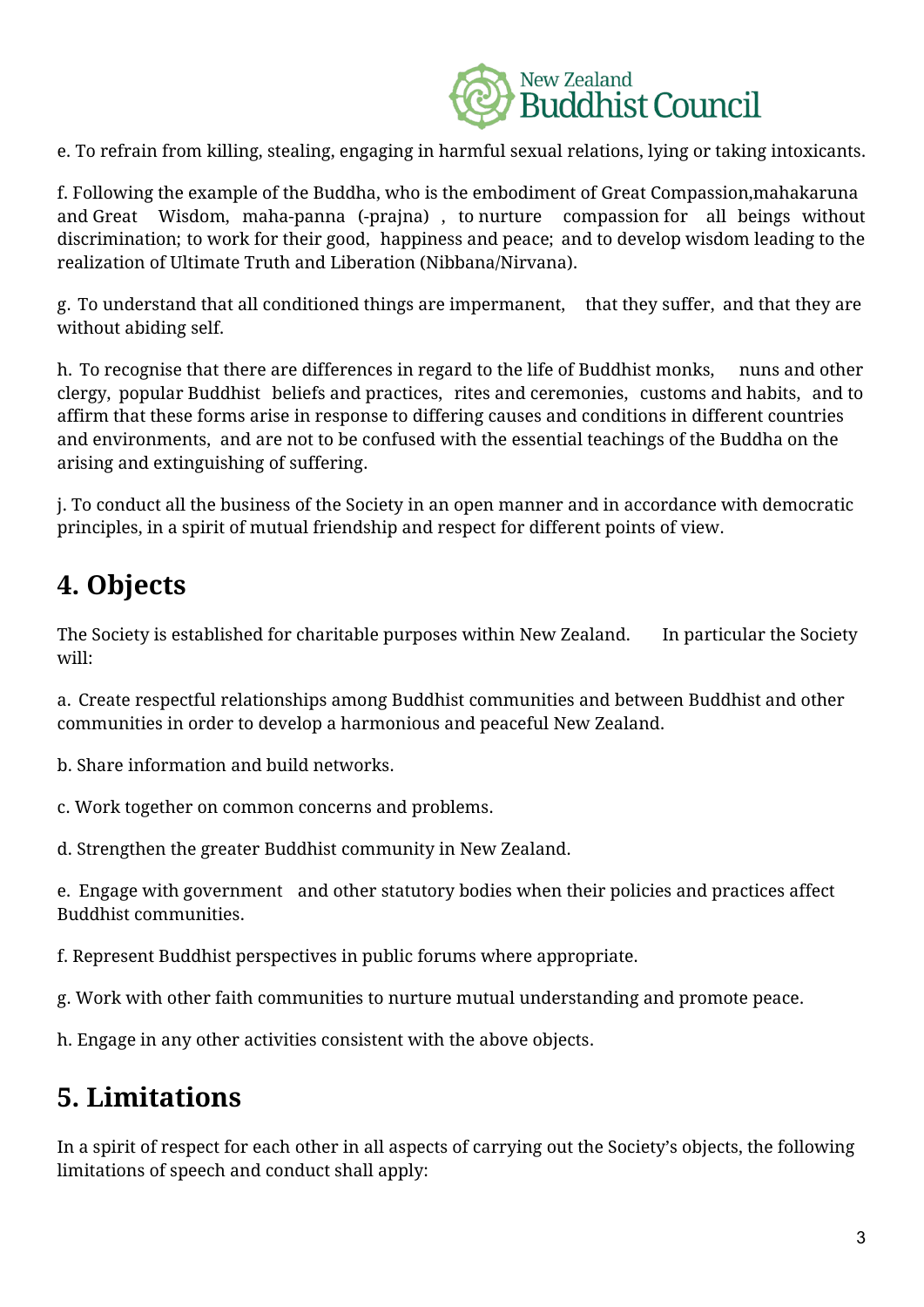e. To refrain from killing, stealing, engaging in harmful sexual relations, lying or taking intoxicants.

f. Following the example of the Buddha, who is the embodiment of Great Compassion,mahakaruna and Great Wisdom, maha-panna (-prajna) , to nurture compassion for all beings without discrimination; to work for their good, happiness and peace; and to develop wisdom leading to the realization of Ultimate Truth and Liberation (Nibbana/Nirvana).

g. To understand that all conditioned things are impermanent, that they suffer, and that they are without abiding self.

h. To recognise that there are differences in regard to the life of Buddhist monks, nuns and other clergy, popular Buddhist beliefs and practices, rites and ceremonies, customs and habits, and to affirm that these forms arise in response to differing causes and conditions in different countries and environments, and are not to be confused with the essential teachings of the Buddha on the arising and extinguishing of suffering.

j. To conduct all the business of the Society in an open manner and in accordance with democratic principles, in a spirit of mutual friendship and respect for different points of view.

## 4. Objects

The Society is established for charitable purposes within New Zealand. In particular the Society will:

a. Create respectful relationships among Buddhist communities and between Buddhist and other communities in order to develop a harmonious and peaceful New Zealand.

b. Share information and build networks.

c. Work together on common concerns and problems.

d. Strengthen the greater Buddhist community in New Zealand.

e. Engage with government and other statutory bodies when their policies and practices affect Buddhist communities.

f. Represent Buddhist perspectives in public forums where appropriate.

g. Work with other faith communities to nurture mutual understanding and promote peace.

h. Engage in any other activities consistent with the above objects.

## 5. Limitations

In a spirit of respect for each other in all aspects of carrying out the Society's objects, the following limitations of speech and conduct shall apply: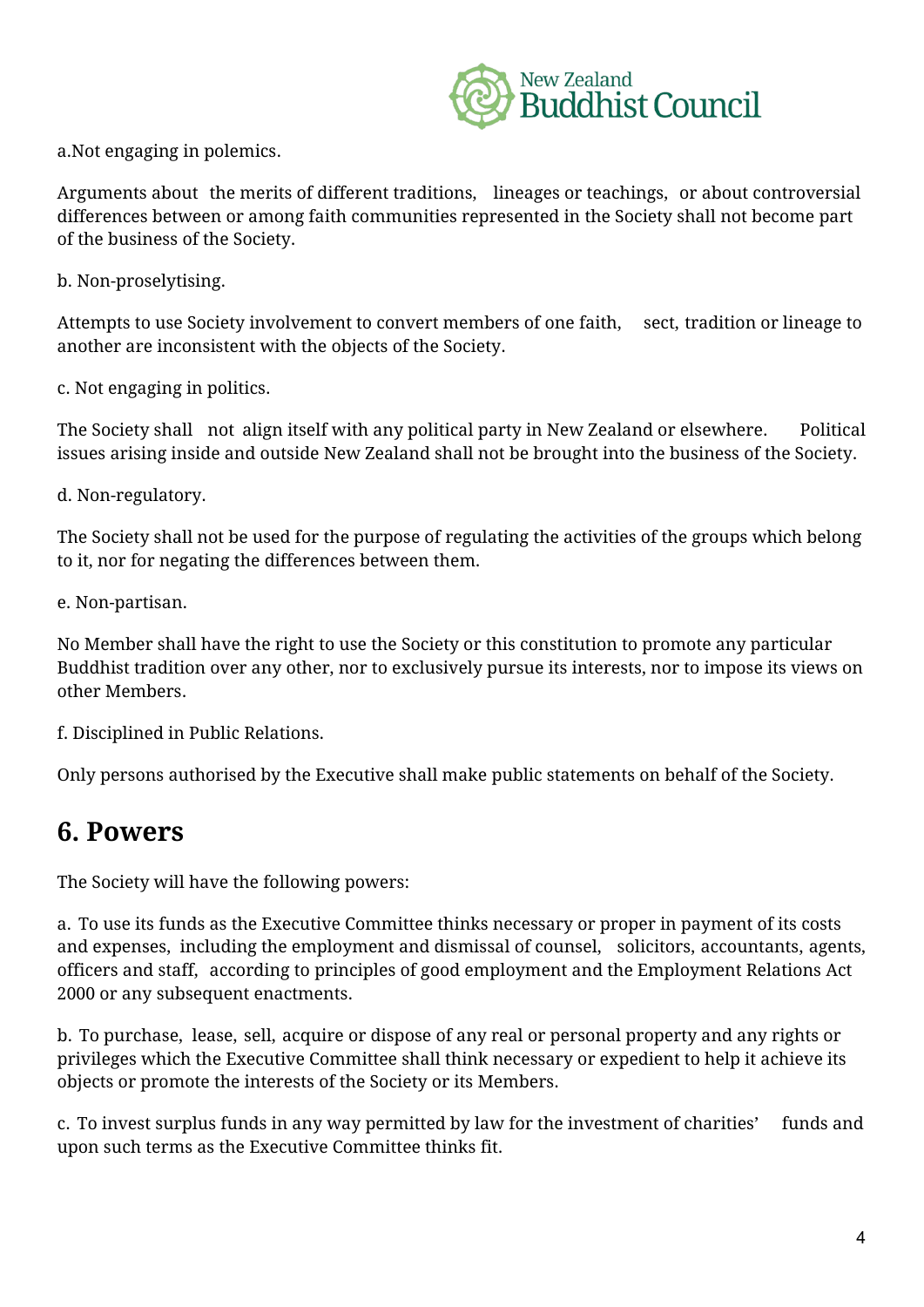a.Not engaging in polemics.

Arguments about the merits of different traditions, lineages or teachings, or about controversial differences between or among faith communities represented in the Society shall not become part of the business of the Society.

b. Non-proselytising.

Attempts to use Society involvement to convert members of one faith, sect, tradition or lineage to another are inconsistent with the objects of the Society.

c. Not engaging in politics.

The Society shall not align itself with any political party in New Zealand or elsewhere. Political issues arising inside and outside New Zealand shall not be brought into the business of the Society.

d. Non-regulatory.

The Society shall not be used for the purpose of regulating the activities of the groups which belong to it, nor for negating the differences between them.

e. Non-partisan.

No Member shall have the right to use the Society or this constitution to promote any particular Buddhist tradition over any other, nor to exclusively pursue its interests, nor to impose its views on other Members.

f. Disciplined in Public Relations.

Only persons authorised by the Executive shall make public statements on behalf of the Society.

## 6. Powers

The Society will have the following powers:

a. To use its funds as the Executive Committee thinks necessary or proper in payment of its costs and expenses, including the employment and dismissal of counsel, solicitors, accountants, agents, officers and staff, according to principles of good employment and the Employment Relations Act 2000 or any subsequent enactments.

b. To purchase, lease, sell, acquire or dispose of any real or personal property and any rights or privileges which the Executive Committee shall think necessary or expedient to help it achieve its objects or promote the interests of the Society or its Members.

c. To invest surplus funds in any way permitted by law for the investment of charities' funds and upon such terms as the Executive Committee thinks fit.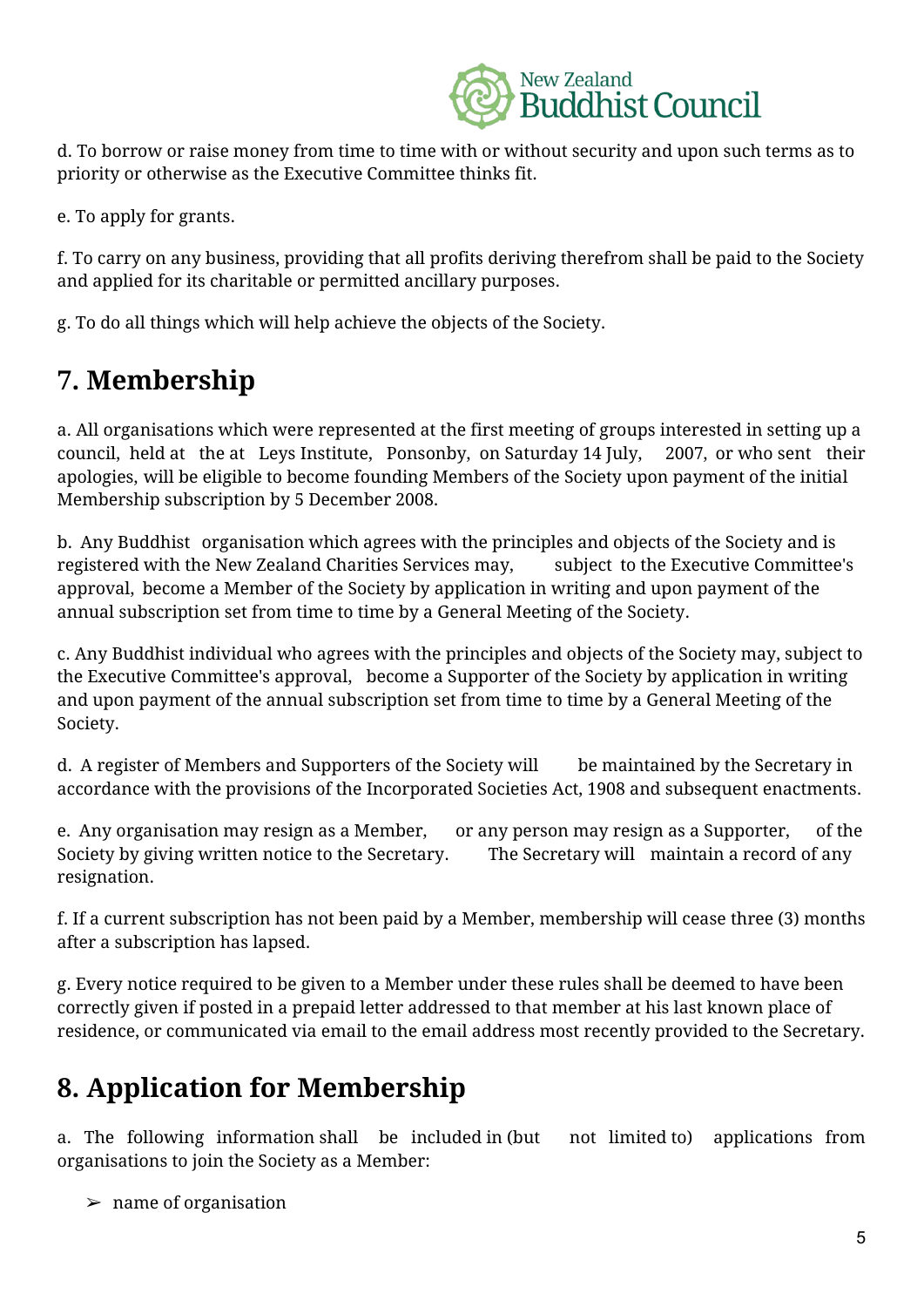d. To borrow or raise money from time to time with or without security and upon such terms as to priority or otherwise as the Executive Committee thinks fit.

e. To apply for grants.

f. To carry on any business, providing that all profits deriving therefrom shall be paid to the Society and applied for its charitable or permitted ancillary purposes.

g. To do all things which will help achieve the objects of the Society.

## 7. Membership

a. All organisations which were represented at the first meeting of groups interested in setting up a council, held at the at Leys Institute, Ponsonby, on Saturday 14 July, 2007, or who sent their apologies, will be eligible to become founding Members of the Society upon payment of the initial Membership subscription by 5 December 2008.

b. Any Buddhist organisation which agrees with the principles and objects of the Society and is registered with the New Zealand Charities Services may, subject to the Executive Committee's approval, become a Member of the Society by application in writing and upon payment of the annual subscription set from time to time by a General Meeting of the Society.

c. Any Buddhist individual who agrees with the principles and objects of the Society may, subject to the Executive Committee's approval, become a Supporter of the Society by application in writing and upon payment of the annual subscription set from time to time by a General Meeting of the Society.

d. A register of Members and Supporters of the Society will be maintained by the Secretary in accordance with the provisions of the Incorporated Societies Act, 1908 and subsequent enactments.

e. Any organisation may resign as a Member, or any person may resign as a Supporter, of the Society by giving written notice to the Secretary. The Secretary will maintain a record of any resignation.

f. If a current subscription has not been paid by a Member, membership will cease three (3) months after a subscription has lapsed.

g. Every notice required to be given to a Member under these rules shall be deemed to have been correctly given if posted in a prepaid letter addressed to that member at his last known place of residence, or communicated via email to the email address most recently provided to the Secretary.

## 8. Application for Membership

a. The following information shall be included in (but not limited to) applications from organisations to join the Society as a Member:

- ➢ name of organisation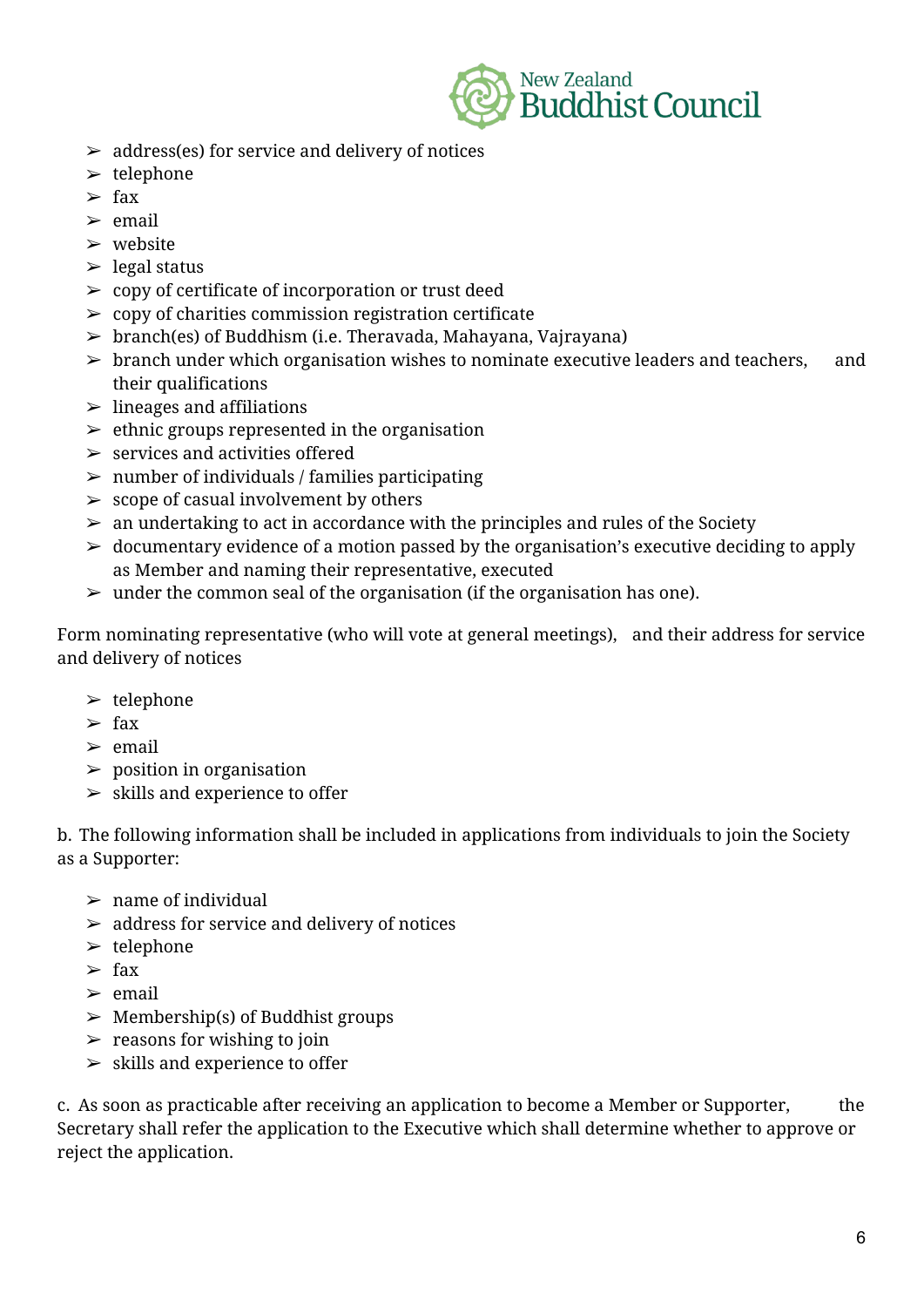- address(es) for service and delivery of notices
- telephone
- fax
- email
- website
- legal status
- copy of certificate of incorporation or trust deed
- copy of charities commission registration certificate
- branch(es) of Buddhism (i.e. Theravada, Mahayana, Vajrayana)
- branch under which organisation wishes to nominate executive leaders and teachers, and their qualifications
- lineages and affiliations
- ethnic groups represented in the organisation
- services and activities offered
- number of individuals / families participating
- scope of casual involvement by others
- an undertaking to act in accordance with the principles and rules of the Society
- documentary evidence of a motion passed by the organisation's executive deciding to apply as Member and naming their representative, executed
- under the common seal of the organisation (if the organisation has one).

Form nominating representative (who will vote at general meetings), and their address for service and delivery of notices

- telephone
- fax
- email
- position in organisation
- skills and experience to offer

b. The following information shall be included in applications from individuals to join the Society as a Supporter:

- name of individual
- address for service and delivery of notices
- telephone
- fax
- email
- Membership(s) of Buddhist groups
- reasons for wishing to join
- skills and experience to offer

c. As soon as practicable after receiving an application to become a Member or Supporter, the Secretary shall refer the application to the Executive which shall determine whether to approve or reject the application.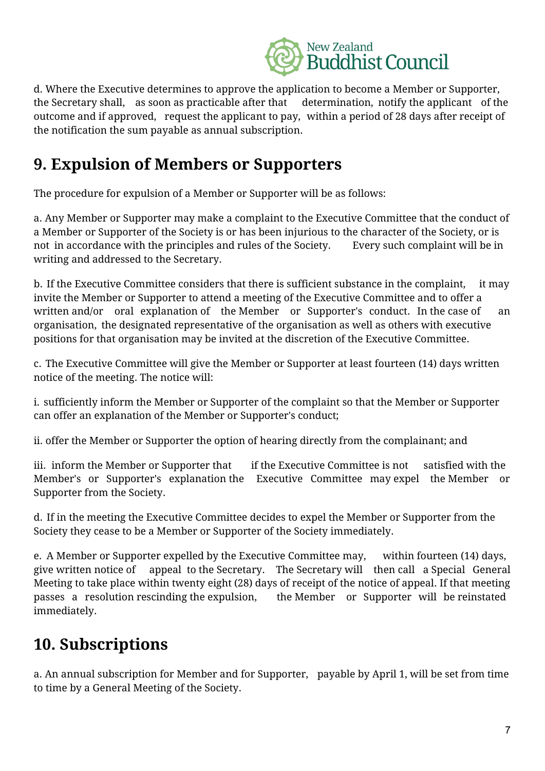d. Where the Executive determines to approve the application to become a Member or Supporter, the Secretary shall, as soon as practicable after that determination, notify the applicant of the outcome and if approved, request the applicant to pay, within a period of 28 days after receipt of the notification the sum payable as annual subscription.

## 9. Expulsion of Members or Supporters

The procedure for expulsion of a Member or Supporter will be as follows:

a. Any Member or Supporter may make a complaint to the Executive Committee that the conduct of a Member or Supporter of the Society is or has been injurious to the character of the Society, or is not in accordance with the principles and rules of the Society. Every such complaint will be in writing and addressed to the Secretary.

b. If the Executive Committee considers that there is sufficient substance in the complaint, it may invite the Member or Supporter to attend a meeting of the Executive Committee and to offer a written and/or oral explanation of the Member or Supporter's conduct. In the case of an organisation, the designated representative of the organisation as well as others with executive positions for that organisation may be invited at the discretion of the Executive Committee.

c. The Executive Committee will give the Member or Supporter at least fourteen (14) days written notice of the meeting. The notice will:

i. sufficiently inform the Member or Supporter of the complaint so that the Member or Supporter can offer an explanation of the Member or Supporter's conduct;

ii. offer the Member or Supporter the option of hearing directly from the complainant; and

iii. inform the Member or Supporter that if the Executive Committee is not satisfied with the Member's or Supporter's explanation the Executive Committee may expel the Member or Supporter from the Society.

d. If in the meeting the Executive Committee decides to expel the Member or Supporter from the Society they cease to be a Member or Supporter of the Society immediately.

e. A Member or Supporter expelled by the Executive Committee may, within fourteen (14) days, give written notice of appeal to the Secretary. The Secretary will then call a Special General Meeting to take place within twenty eight (28) days of receipt of the notice of appeal. If that meeting passes a resolution rescinding the expulsion, the Member or Supporter will be reinstated immediately.

## 10. Subscriptions

a. An annual subscription for Member and for Supporter, payable by April 1, will be set from time to time by a General Meeting of the Society.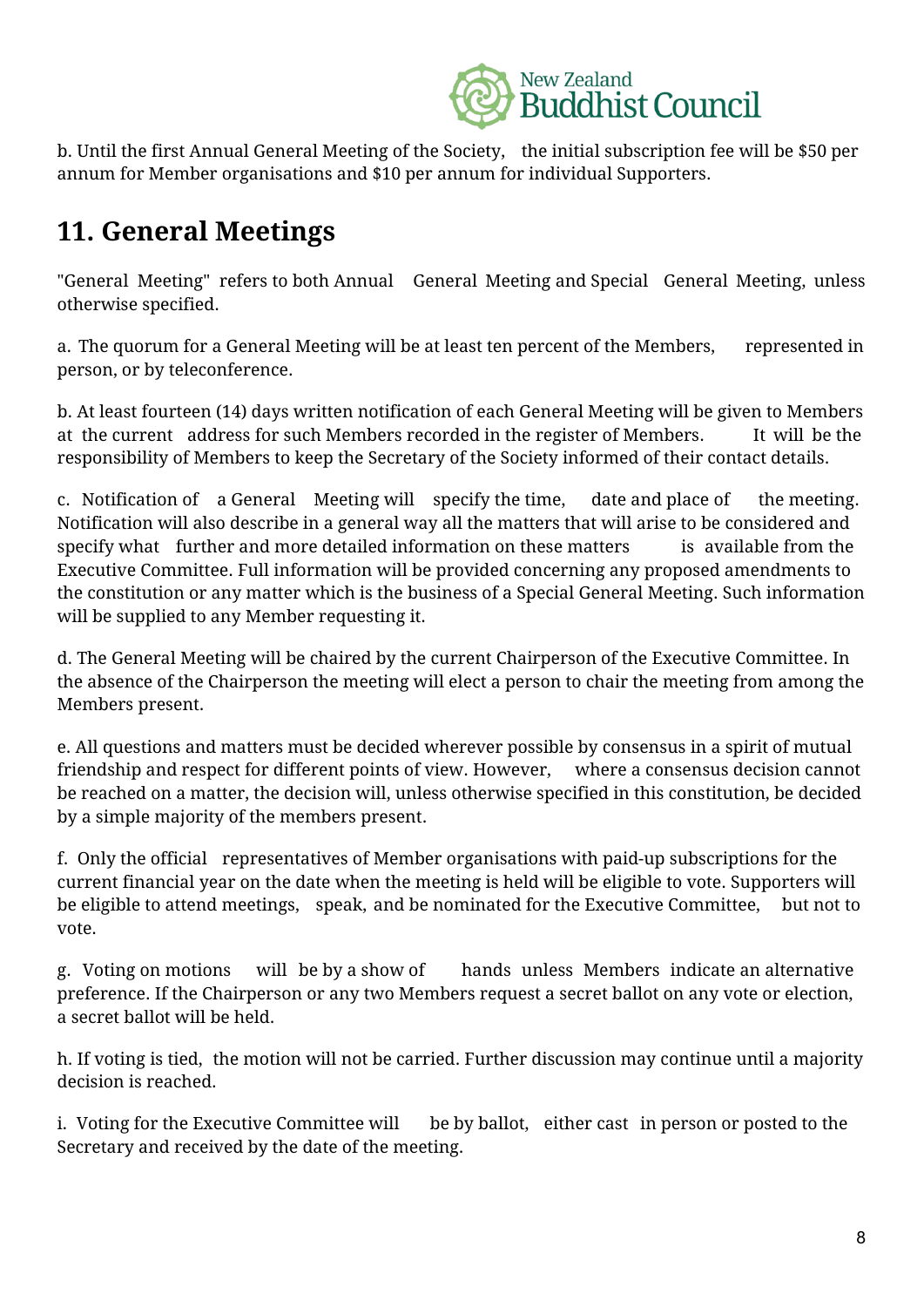b. Until the first Annual General Meeting of the Society, the initial subscription fee will be $50 per annum for Member organisations and $10 per annum for individual Supporters.

## 11. General Meetings

"General Meeting" refers to both Annual General Meeting and Special General Meeting, unless otherwise specified.

a. The quorum for a General Meeting will be at least ten percent of the Members, represented in person, or by teleconference.

b. At least fourteen (14) days written notification of each General Meeting will be given to Members at the current address for such Members recorded in the register of Members. It will be the responsibility of Members to keep the Secretary of the Society informed of their contact details.

c. Notification of a General Meeting will specify the time, date and place of the meeting. Notification will also describe in a general way all the matters that will arise to be considered and specify what further and more detailed information on these matters is available from the Executive Committee. Full information will be provided concerning any proposed amendments to the constitution or any matter which is the business of a Special General Meeting. Such information will be supplied to any Member requesting it.

d. The General Meeting will be chaired by the current Chairperson of the Executive Committee. In the absence of the Chairperson the meeting will elect a person to chair the meeting from among the Members present.

e. All questions and matters must be decided wherever possible by consensus in a spirit of mutual friendship and respect for different points of view. However, where a consensus decision cannot be reached on a matter, the decision will, unless otherwise specified in this constitution, be decided by a simple majority of the members present.

f. Only the official representatives of Member organisations with paid-up subscriptions for the current financial year on the date when the meeting is held will be eligible to vote. Supporters will be eligible to attend meetings, speak, and be nominated for the Executive Committee, but not to vote.

g. Voting on motions will be by a show of hands unless Members indicate an alternative preference. If the Chairperson or any two Members request a secret ballot on any vote or election, a secret ballot will be held.

h. If voting is tied, the motion will not be carried. Further discussion may continue until a majority decision is reached.

i. Voting for the Executive Committee will be by ballot, either cast in person or posted to the Secretary and received by the date of the meeting.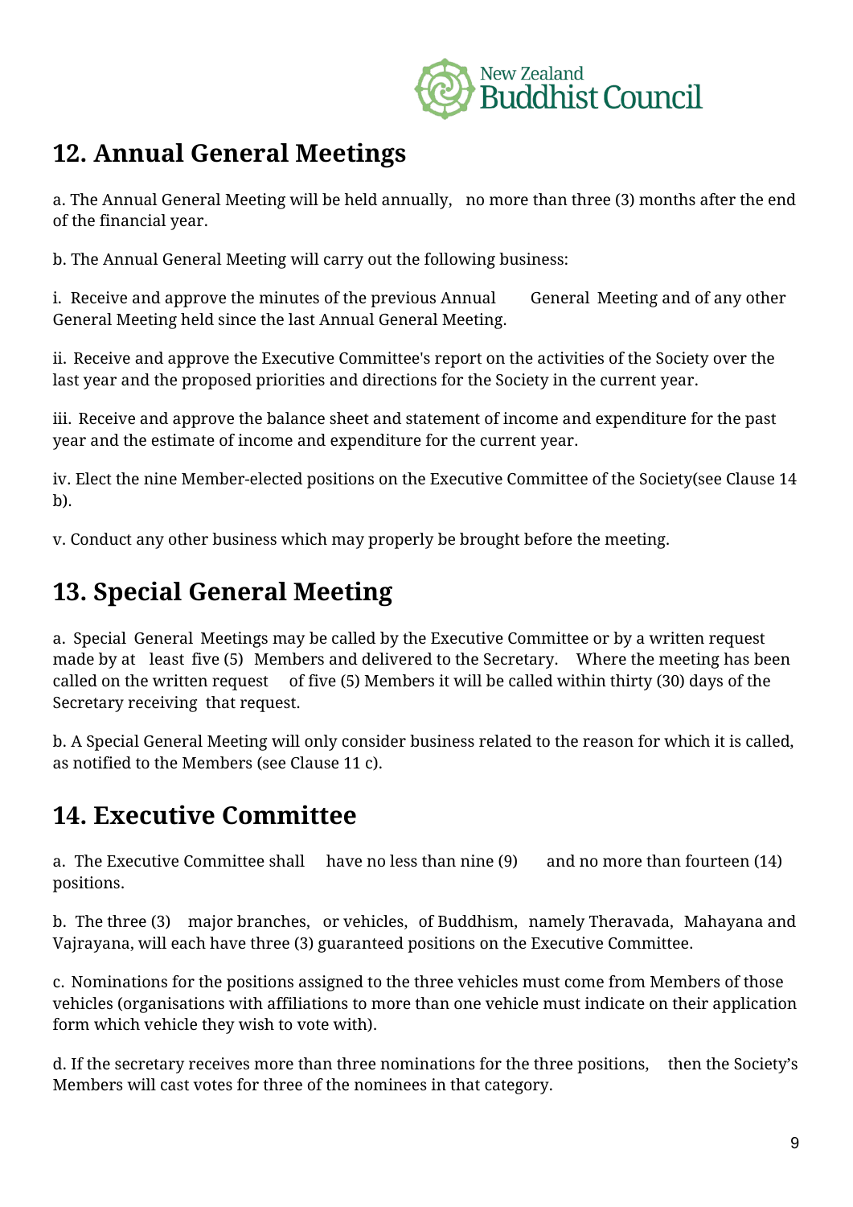## 12. Annual General Meetings

a. The Annual General Meeting will be held annually, no more than three (3) months after the end of the financial year.

b. The Annual General Meeting will carry out the following business:

i. Receive and approve the minutes of the previous Annual General Meeting and of any other General Meeting held since the last Annual General Meeting.

ii. Receive and approve the Executive Committee's report on the activities of the Society over the last year and the proposed priorities and directions for the Society in the current year.

iii. Receive and approve the balance sheet and statement of income and expenditure for the past year and the estimate of income and expenditure for the current year.

iv. Elect the nine Member-elected positions on the Executive Committee of the Society(see Clause 14 b).

v. Conduct any other business which may properly be brought before the meeting.

## 13. Special General Meeting

a. Special General Meetings may be called by the Executive Committee or by a written request made by at least five (5) Members and delivered to the Secretary. Where the meeting has been called on the written request of five (5) Members it will be called within thirty (30) days of the Secretary receiving that request.

b. A Special General Meeting will only consider business related to the reason for which it is called, as notified to the Members (see Clause 11 c).

## 14. Executive Committee

a. The Executive Committee shall have no less than nine (9) and no more than fourteen (14) positions.

b. The three (3) major branches, or vehicles, of Buddhism, namely Theravada, Mahayana and Vajrayana, will each have three (3) guaranteed positions on the Executive Committee.

c. Nominations for the positions assigned to the three vehicles must come from Members of those vehicles (organisations with affiliations to more than one vehicle must indicate on their application form which vehicle they wish to vote with).

d. If the secretary receives more than three nominations for the three positions, then the Society's Members will cast votes for three of the nominees in that category.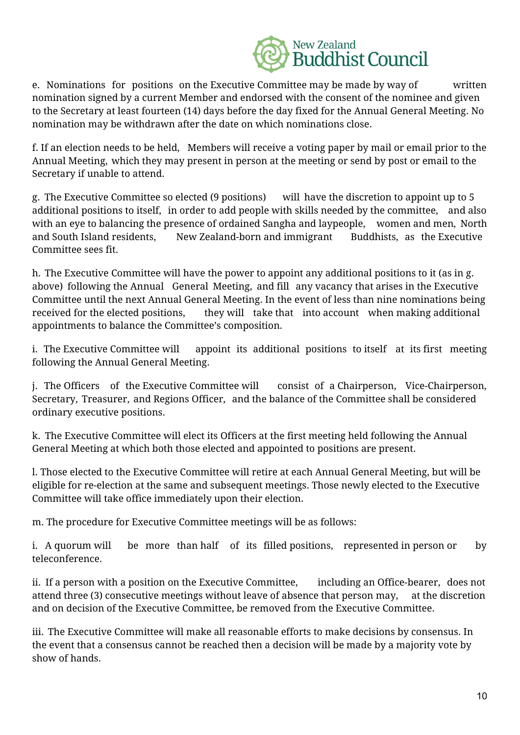e. Nominations for positions on the Executive Committee may be made by way of written nomination signed by a current Member and endorsed with the consent of the nominee and given to the Secretary at least fourteen (14) days before the day fixed for the Annual General Meeting. No nomination may be withdrawn after the date on which nominations close.

f. If an election needs to be held, Members will receive a voting paper by mail or email prior to the Annual Meeting, which they may present in person at the meeting or send by post or email to the Secretary if unable to attend.

g. The Executive Committee so elected (9 positions) will have the discretion to appoint up to 5 additional positions to itself, in order to add people with skills needed by the committee, and also with an eye to balancing the presence of ordained Sangha and laypeople, women and men, North and South Island residents, New Zealand-born and immigrant Buddhists, as the Executive Committee sees fit.

h. The Executive Committee will have the power to appoint any additional positions to it (as in g. above) following the Annual General Meeting, and fill any vacancy that arises in the Executive Committee until the next Annual General Meeting. In the event of less than nine nominations being received for the elected positions, they will take that into account when making additional appointments to balance the Committee's composition.

i. The Executive Committee will appoint its additional positions to itself at its first meeting following the Annual General Meeting.

j. The Officers of the Executive Committee will consist of a Chairperson, Vice-Chairperson, Secretary, Treasurer, and Regions Officer, and the balance of the Committee shall be considered ordinary executive positions.

k. The Executive Committee will elect its Officers at the first meeting held following the Annual General Meeting at which both those elected and appointed to positions are present.

l. Those elected to the Executive Committee will retire at each Annual General Meeting, but will be eligible for re-election at the same and subsequent meetings. Those newly elected to the Executive Committee will take office immediately upon their election.

m. The procedure for Executive Committee meetings will be as follows:

i. A quorum will be more than half of its filled positions, represented in person or by teleconference.

ii. If a person with a position on the Executive Committee, including an Office-bearer, does not attend three (3) consecutive meetings without leave of absence that person may, at the discretion and on decision of the Executive Committee, be removed from the Executive Committee.

iii. The Executive Committee will make all reasonable efforts to make decisions by consensus. In the event that a consensus cannot be reached then a decision will be made by a majority vote by show of hands.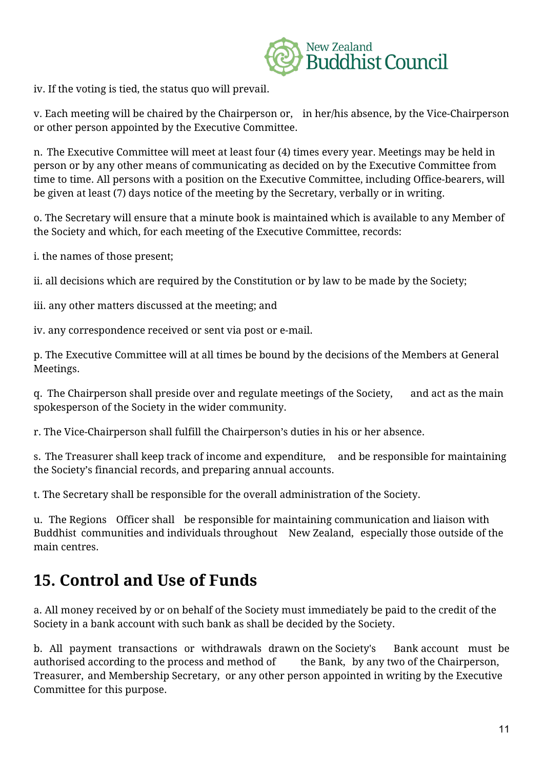iv. If the voting is tied, the status quo will prevail.

v. Each meeting will be chaired by the Chairperson or, in her/his absence, by the Vice-Chairperson or other person appointed by the Executive Committee.

n. The Executive Committee will meet at least four (4) times every year. Meetings may be held in person or by any other means of communicating as decided on by the Executive Committee from time to time. All persons with a position on the Executive Committee, including Office-bearers, will be given at least (7) days notice of the meeting by the Secretary, verbally or in writing.

o. The Secretary will ensure that a minute book is maintained which is available to any Member of the Society and which, for each meeting of the Executive Committee, records:

i. the names of those present;

ii. all decisions which are required by the Constitution or by law to be made by the Society;

iii. any other matters discussed at the meeting; and

iv. any correspondence received or sent via post or e-mail.

p. The Executive Committee will at all times be bound by the decisions of the Members at General Meetings.

q. The Chairperson shall preside over and regulate meetings of the Society, and act as the main spokesperson of the Society in the wider community.

r. The Vice-Chairperson shall fulfill the Chairperson's duties in his or her absence.

s. The Treasurer shall keep track of income and expenditure, and be responsible for maintaining the Society's financial records, and preparing annual accounts.

t. The Secretary shall be responsible for the overall administration of the Society.

u. The Regions Officer shall be responsible for maintaining communication and liaison with Buddhist communities and individuals throughout New Zealand, especially those outside of the main centres.

## 15. Control and Use of Funds

a. All money received by or on behalf of the Society must immediately be paid to the credit of the Society in a bank account with such bank as shall be decided by the Society.

b. All payment transactions or withdrawals drawn on the Society's Bank account must be authorised according to the process and method of the Bank, by any two of the Chairperson, Treasurer, and Membership Secretary, or any other person appointed in writing by the Executive Committee for this purpose.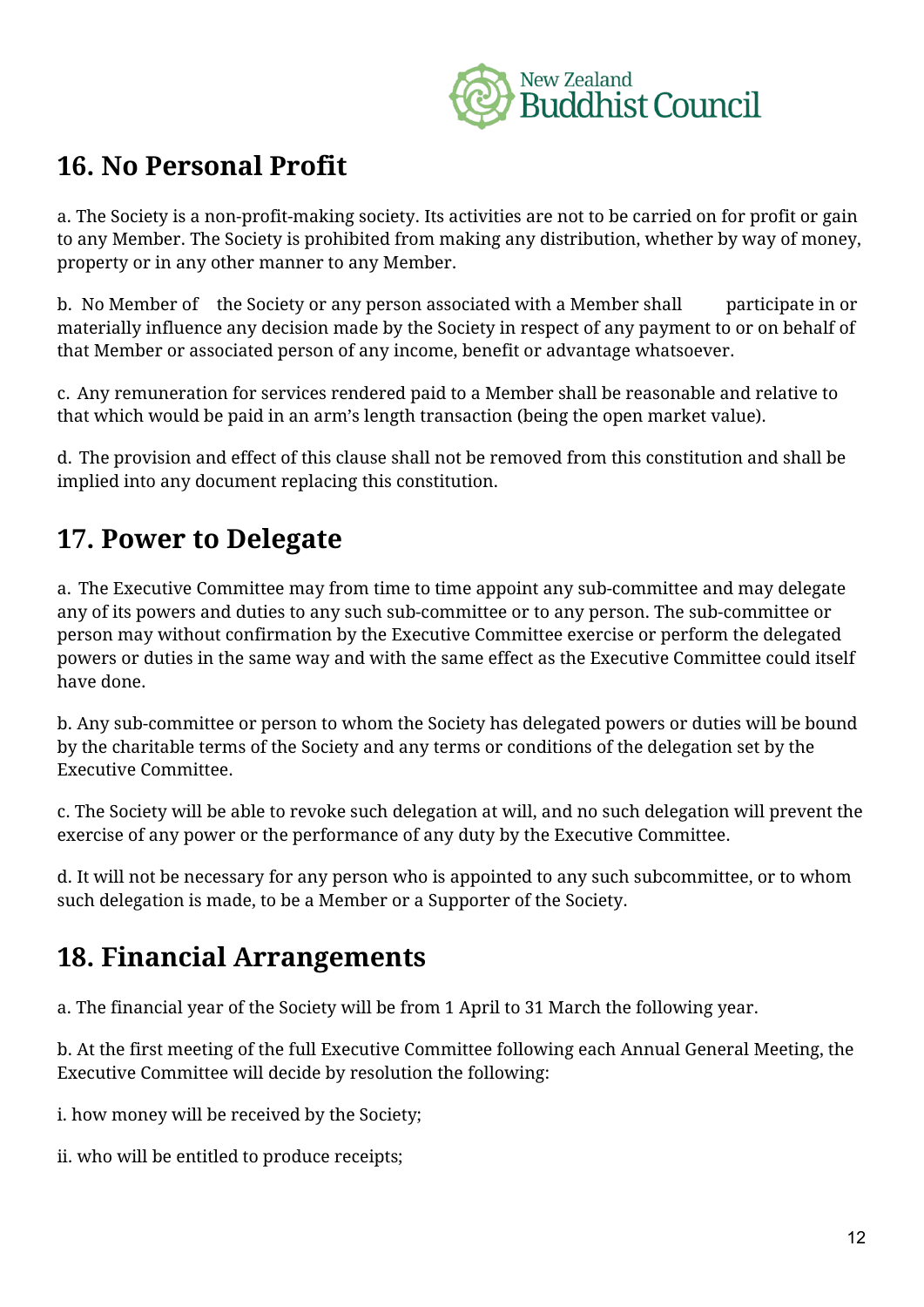## 16. No Personal Profit

a. The Society is a non-profit-making society. Its activities are not to be carried on for profit or gain to any Member. The Society is prohibited from making any distribution, whether by way of money, property or in any other manner to any Member.

b. No Member of the Society or any person associated with a Member shall participate in or materially influence any decision made by the Society in respect of any payment to or on behalf of that Member or associated person of any income, benefit or advantage whatsoever.

c. Any remuneration for services rendered paid to a Member shall be reasonable and relative to that which would be paid in an arm's length transaction (being the open market value).

d. The provision and effect of this clause shall not be removed from this constitution and shall be implied into any document replacing this constitution.

## 17. Power to Delegate

a. The Executive Committee may from time to time appoint any sub-committee and may delegate any of its powers and duties to any such sub-committee or to any person. The sub-committee or person may without confirmation by the Executive Committee exercise or perform the delegated powers or duties in the same way and with the same effect as the Executive Committee could itself have done.

b. Any sub-committee or person to whom the Society has delegated powers or duties will be bound by the charitable terms of the Society and any terms or conditions of the delegation set by the Executive Committee.

c. The Society will be able to revoke such delegation at will, and no such delegation will prevent the exercise of any power or the performance of any duty by the Executive Committee.

d. It will not be necessary for any person who is appointed to any such subcommittee, or to whom such delegation is made, to be a Member or a Supporter of the Society.

## 18. Financial Arrangements

a. The financial year of the Society will be from 1 April to 31 March the following year.

b. At the first meeting of the full Executive Committee following each Annual General Meeting, the Executive Committee will decide by resolution the following:

i. how money will be received by the Society;

ii. who will be entitled to produce receipts;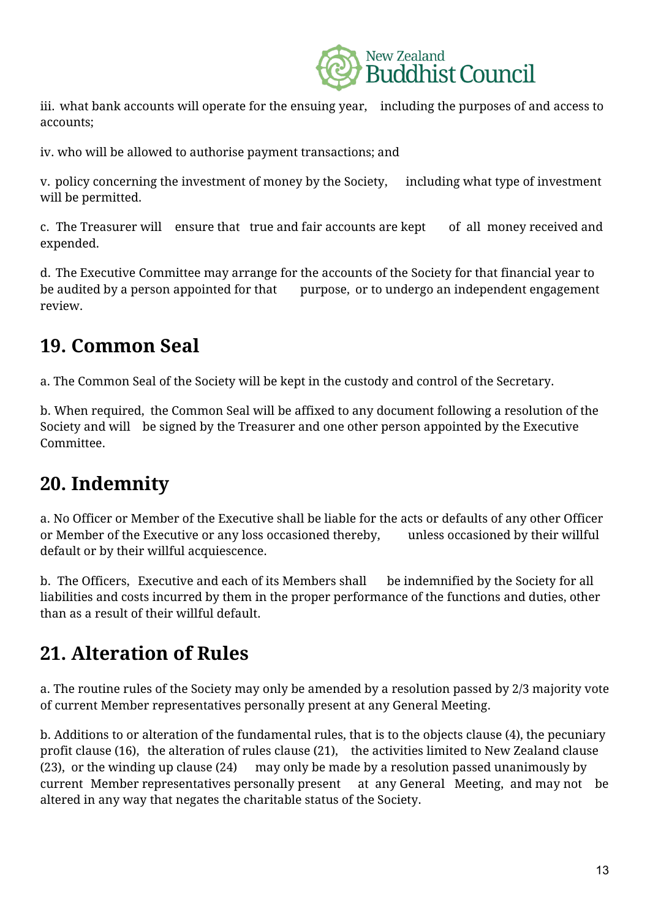iii. what bank accounts will operate for the ensuing year, including the purposes of and access to accounts;

iv. who will be allowed to authorise payment transactions; and

v. policy concerning the investment of money by the Society, including what type of investment will be permitted.

c. The Treasurer will ensure that true and fair accounts are kept of all money received and expended.

d. The Executive Committee may arrange for the accounts of the Society for that financial year to be audited by a person appointed for that purpose, or to undergo an independent engagement review.

## 19. Common Seal

a. The Common Seal of the Society will be kept in the custody and control of the Secretary.

b. When required, the Common Seal will be affixed to any document following a resolution of the Society and will be signed by the Treasurer and one other person appointed by the Executive Committee.

## 20. Indemnity

a. No Officer or Member of the Executive shall be liable for the acts or defaults of any other Officer or Member of the Executive or any loss occasioned thereby, unless occasioned by their willful default or by their willful acquiescence.

b. The Officers, Executive and each of its Members shall be indemnified by the Society for all liabilities and costs incurred by them in the proper performance of the functions and duties, other than as a result of their willful default.

## 21. Alteration of Rules

a. The routine rules of the Society may only be amended by a resolution passed by 2/3 majority vote of current Member representatives personally present at any General Meeting.

b. Additions to or alteration of the fundamental rules, that is to the objects clause (4), the pecuniary profit clause (16), the alteration of rules clause (21), the activities limited to New Zealand clause (23), or the winding up clause (24) may only be made by a resolution passed unanimously by current Member representatives personally present at any General Meeting, and may not be altered in any way that negates the charitable status of the Society.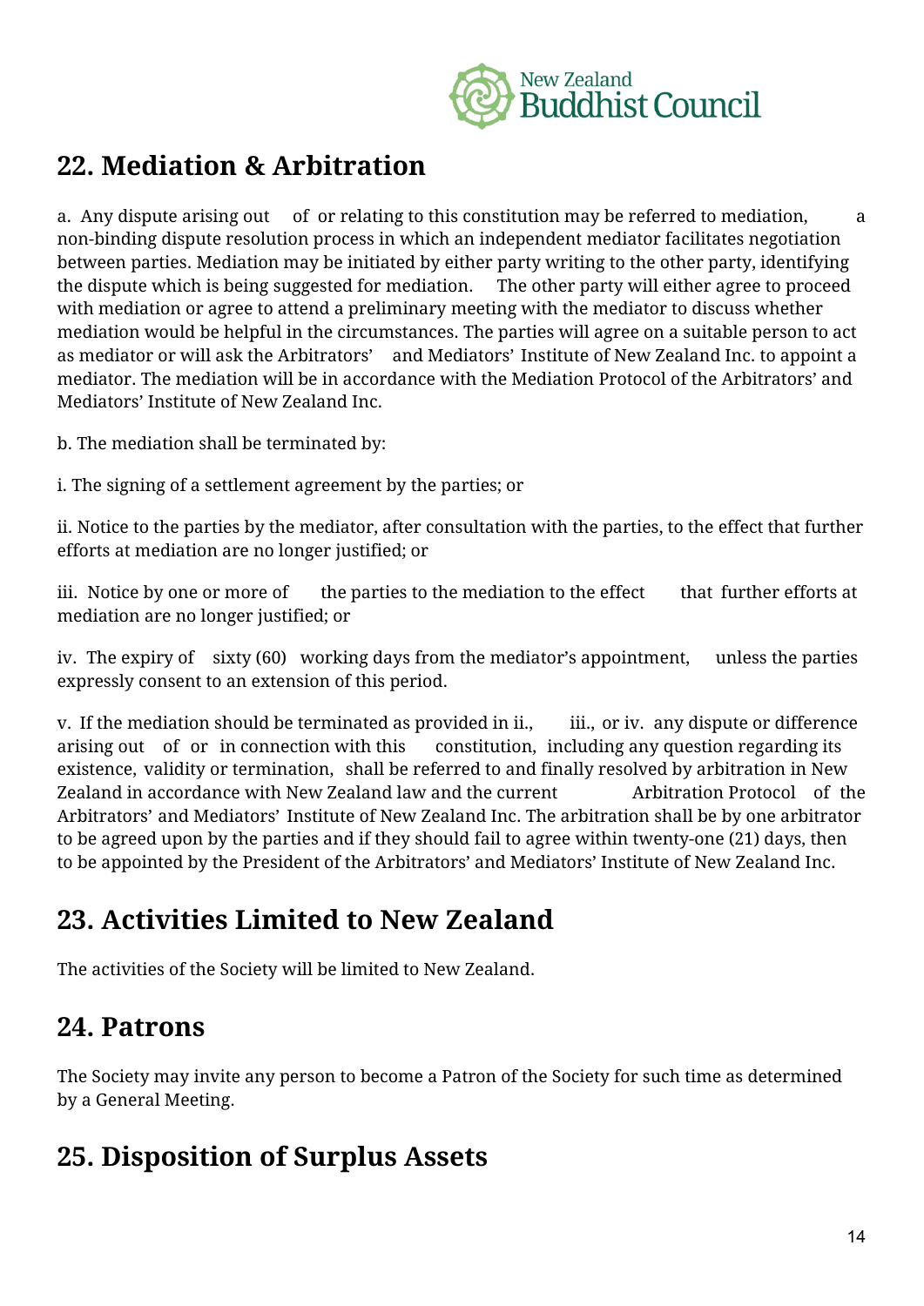## 22. Mediation & Arbitration

a. Any dispute arising out of or relating to this constitution may be referred to mediation, a non-binding dispute resolution process in which an independent mediator facilitates negotiation between parties. Mediation may be initiated by either party writing to the other party, identifying the dispute which is being suggested for mediation. The other party will either agree to proceed with mediation or agree to attend a preliminary meeting with the mediator to discuss whether mediation would be helpful in the circumstances. The parties will agree on a suitable person to act as mediator or will ask the Arbitrators' and Mediators' Institute of New Zealand Inc. to appoint a mediator. The mediation will be in accordance with the Mediation Protocol of the Arbitrators' and Mediators' Institute of New Zealand Inc.

b. The mediation shall be terminated by:

i. The signing of a settlement agreement by the parties; or

ii. Notice to the parties by the mediator, after consultation with the parties, to the effect that further efforts at mediation are no longer justified; or

iii. Notice by one or more of the parties to the mediation to the effect that further efforts at mediation are no longer justified; or

iv. The expiry of sixty (60) working days from the mediator's appointment, unless the parties expressly consent to an extension of this period.

v. If the mediation should be terminated as provided in ii., iii., or iv. any dispute or difference arising out of or in connection with this constitution, including any question regarding its existence, validity or termination, shall be referred to and finally resolved by arbitration in New Zealand in accordance with New Zealand law and the current Arbitration Protocol of the Arbitrators' and Mediators' Institute of New Zealand Inc. The arbitration shall be by one arbitrator to be agreed upon by the parties and if they should fail to agree within twenty-one (21) days, then to be appointed by the President of the Arbitrators' and Mediators' Institute of New Zealand Inc.

## 23. Activities Limited to New Zealand

The activities of the Society will be limited to New Zealand.

## 24. Patrons

The Society may invite any person to become a Patron of the Society for such time as determined by a General Meeting.

## 25. Disposition of Surplus Assets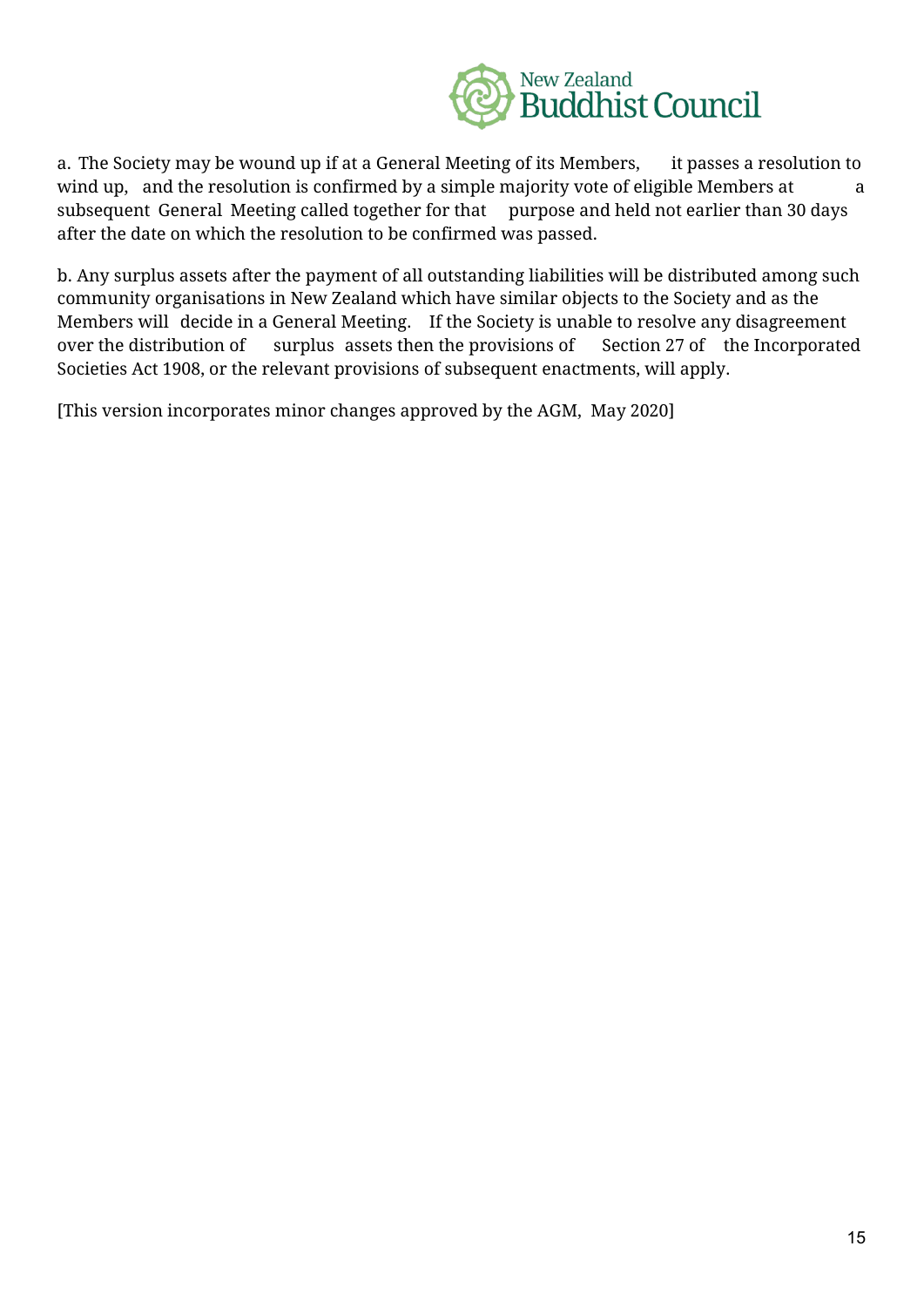a. The Society may be wound up if at a General Meeting of its Members, it passes a resolution to wind up, and the resolution is confirmed by a simple majority vote of eligible Members at a subsequent General Meeting called together for that purpose and held not earlier than 30 days after the date on which the resolution to be confirmed was passed.

b. Any surplus assets after the payment of all outstanding liabilities will be distributed among such community organisations in New Zealand which have similar objects to the Society and as the Members will decide in a General Meeting. If the Society is unable to resolve any disagreement over the distribution of surplus assets then the provisions of Section 27 of the Incorporated Societies Act 1908, or the relevant provisions of subsequent enactments, will apply.

[This version incorporates minor changes approved by the AGM, May 2020]